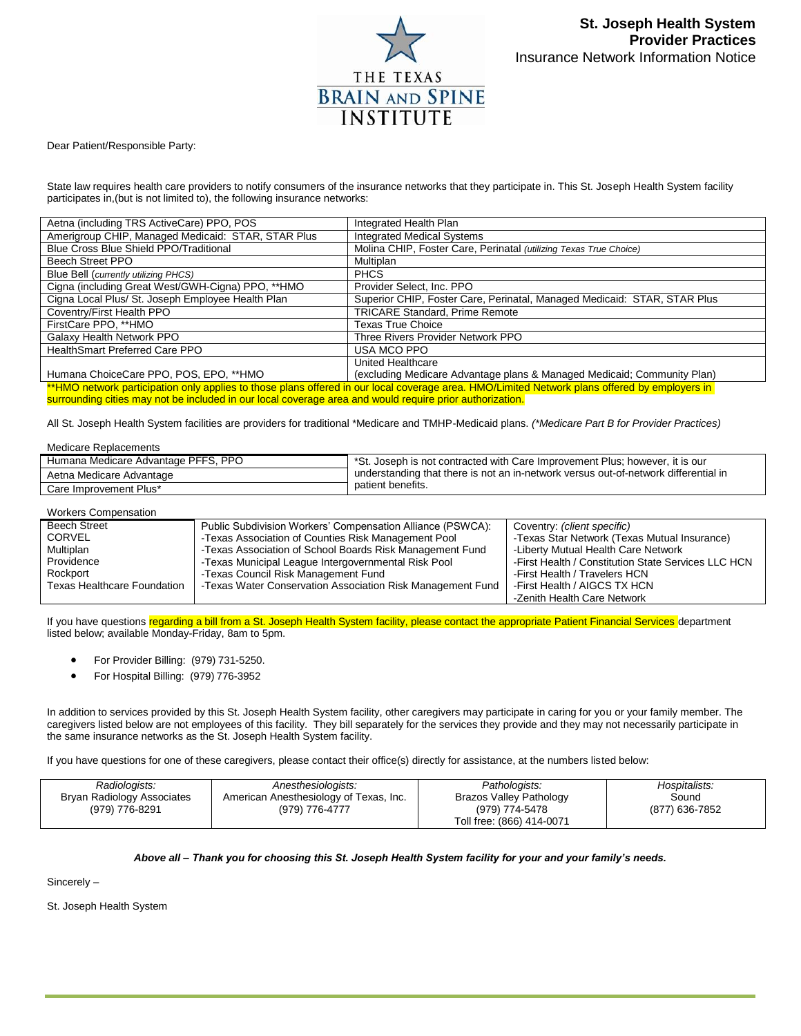THE TEXAS BRAIN AND SPINE INSTITUTE

**St. Joseph Health System**
**Provider Practices**
Insurance Network Information Notice

Dear Patient/Responsible Party:

State law requires health care providers to notify consumers of the insurance networks that they participate in. This St. Joseph Health System facility participates in,(but is not limited to), the following insurance networks:

| | |
|---|---|
| Aetna (including TRS ActiveCare) PPO, POS | Integrated Health Plan |
| Amerigroup CHIP, Managed Medicaid: STAR, STAR Plus | Integrated Medical Systems |
| Blue Cross Blue Shield PPO/Traditional | Molina CHIP, Foster Care, Perinatal *(utilizing Texas True Choice)* |
| Beech Street PPO | Multiplan |
| Blue Bell *(currently utilizing PHCS)* | PHCS |
| Cigna (including Great West/GWH-Cigna) PPO, **HMO | Provider Select, Inc. PPO |
| Cigna Local Plus/ St. Joseph Employee Health Plan | Superior CHIP, Foster Care, Perinatal, Managed Medicaid: STAR, STAR Plus |
| Coventry/First Health PPO | TRICARE Standard, Prime Remote |
| FirstCare PPO, **HMO | Texas True Choice |
| Galaxy Health Network PPO | Three Rivers Provider Network PPO |
| HealthSmart Preferred Care PPO | USA MCO PPO |
| Humana ChoiceCare PPO, POS, EPO, **HMO | United Healthcare (excluding Medicare Advantage plans & Managed Medicaid; Community Plan) |

**HMO network participation only applies to those plans offered in our local coverage area. HMO/Limited Network plans offered by employers in surrounding cities may not be included in our local coverage area and would require prior authorization.

All St. Joseph Health System facilities are providers for traditional *Medicare and TMHP-Medicaid plans. *(*Medicare Part B for Provider Practices)*

Medicare Replacements

| | |
|---|---|
| Humana Medicare Advantage PFFS, PPO | *St. Joseph is not contracted with Care Improvement Plus; however, it is our understanding that there is not an in-network versus out-of-network differential in patient benefits. |
| Aetna Medicare Advantage | |
| Care Improvement Plus* | |

Workers Compensation

| | | |
|---|---|---|
| Beech Street | Public Subdivision Workers' Compensation Alliance (PSWCA): | Coventry: *(client specific)* |
| CORVEL | -Texas Association of Counties Risk Management Pool | -Texas Star Network (Texas Mutual Insurance) |
| Multiplan | -Texas Association of School Boards Risk Management Fund | -Liberty Mutual Health Care Network |
| Providence | -Texas Municipal League Intergovernmental Risk Pool | -First Health / Constitution State Services LLC HCN |
| Rockport | -Texas Council Risk Management Fund | -First Health / Travelers HCN |
| Texas Healthcare Foundation | -Texas Water Conservation Association Risk Management Fund | -First Health / AIGCS TX HCN |
| | | -Zenith Health Care Network |

If you have questions regarding a bill from a St. Joseph Health System facility, please contact the appropriate Patient Financial Services department listed below; available Monday-Friday, 8am to 5pm.

- For Provider Billing: (979) 731-5250.
- For Hospital Billing: (979) 776-3952

In addition to services provided by this St. Joseph Health System facility, other caregivers may participate in caring for you or your family member. The caregivers listed below are not employees of this facility. They bill separately for the services they provide and they may not necessarily participate in the same insurance networks as the St. Joseph Health System facility.

If you have questions for one of these caregivers, please contact their office(s) directly for assistance, at the numbers listed below:

| *Radiologists:* | *Anesthesiologists:* | *Pathologists:* | *Hospitalists:* |
|---|---|---|---|
| Bryan Radiology Associates | American Anesthesiology of Texas, Inc. | Brazos Valley Pathology | Sound |
| (979) 776-8291 | (979) 776-4777 | (979) 774-5478 | (877) 636-7852 |
| | | Toll free: (866) 414-0071 | |

***Above all – Thank you for choosing this St. Joseph Health System facility for your and your family's needs.***

Sincerely –

St. Joseph Health System